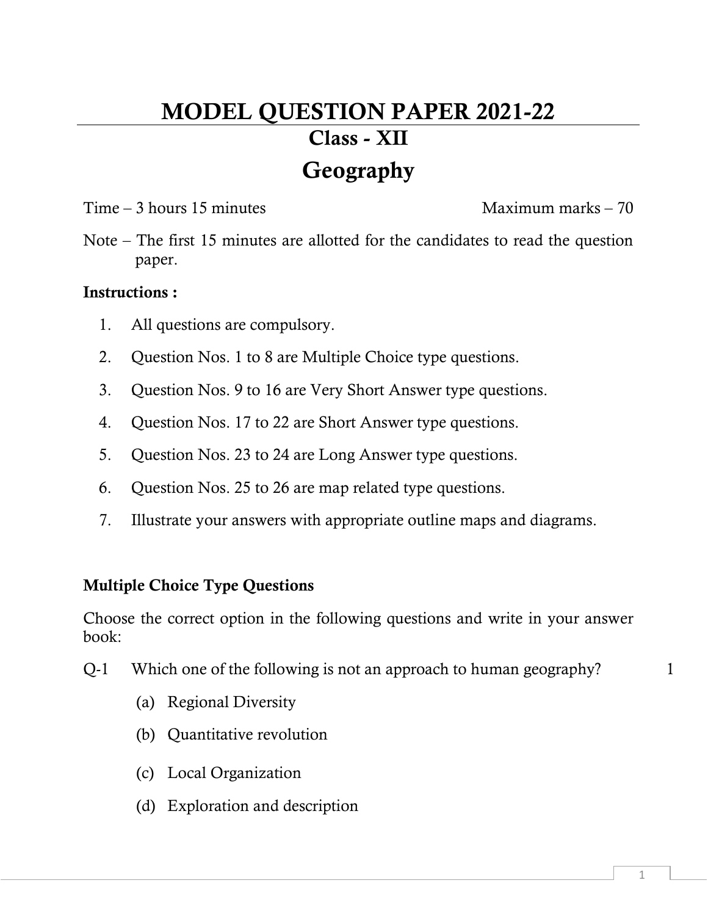# MODEL QUESTION PAPER 2021-22

## Class - XII

## Geography

Time – 3 hours 15 minutes    Maximum marks – 70

Note – The first 15 minutes are allotted for the candidates to read the question paper.

**Instructions :**

1. All questions are compulsory.
2. Question Nos. 1 to 8 are Multiple Choice type questions.
3. Question Nos. 9 to 16 are Very Short Answer type questions.
4. Question Nos. 17 to 22 are Short Answer type questions.
5. Question Nos. 23 to 24 are Long Answer type questions.
6. Question Nos. 25 to 26 are map related type questions.
7. Illustrate your answers with appropriate outline maps and diagrams.

**Multiple Choice Type Questions**

Choose the correct option in the following questions and write in your answer book:

Q-1 Which one of the following is not an approach to human geography? 1

(a) Regional Diversity

(b) Quantitative revolution

(c) Local Organization

(d) Exploration and description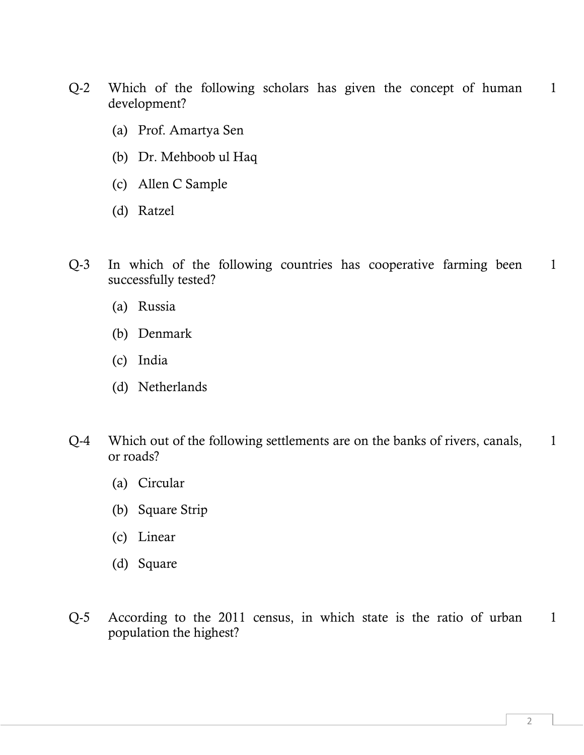Q-2 Which of the following scholars has given the concept of human development? 1

(a) Prof. Amartya Sen

(b) Dr. Mehboob ul Haq

(c) Allen C Sample

(d) Ratzel

Q-3 In which of the following countries has cooperative farming been successfully tested? 1

(a) Russia

(b) Denmark

(c) India

(d) Netherlands

Q-4 Which out of the following settlements are on the banks of rivers, canals, or roads? 1

(a) Circular

(b) Square Strip

(c) Linear

(d) Square

Q-5 According to the 2011 census, in which state is the ratio of urban population the highest? 1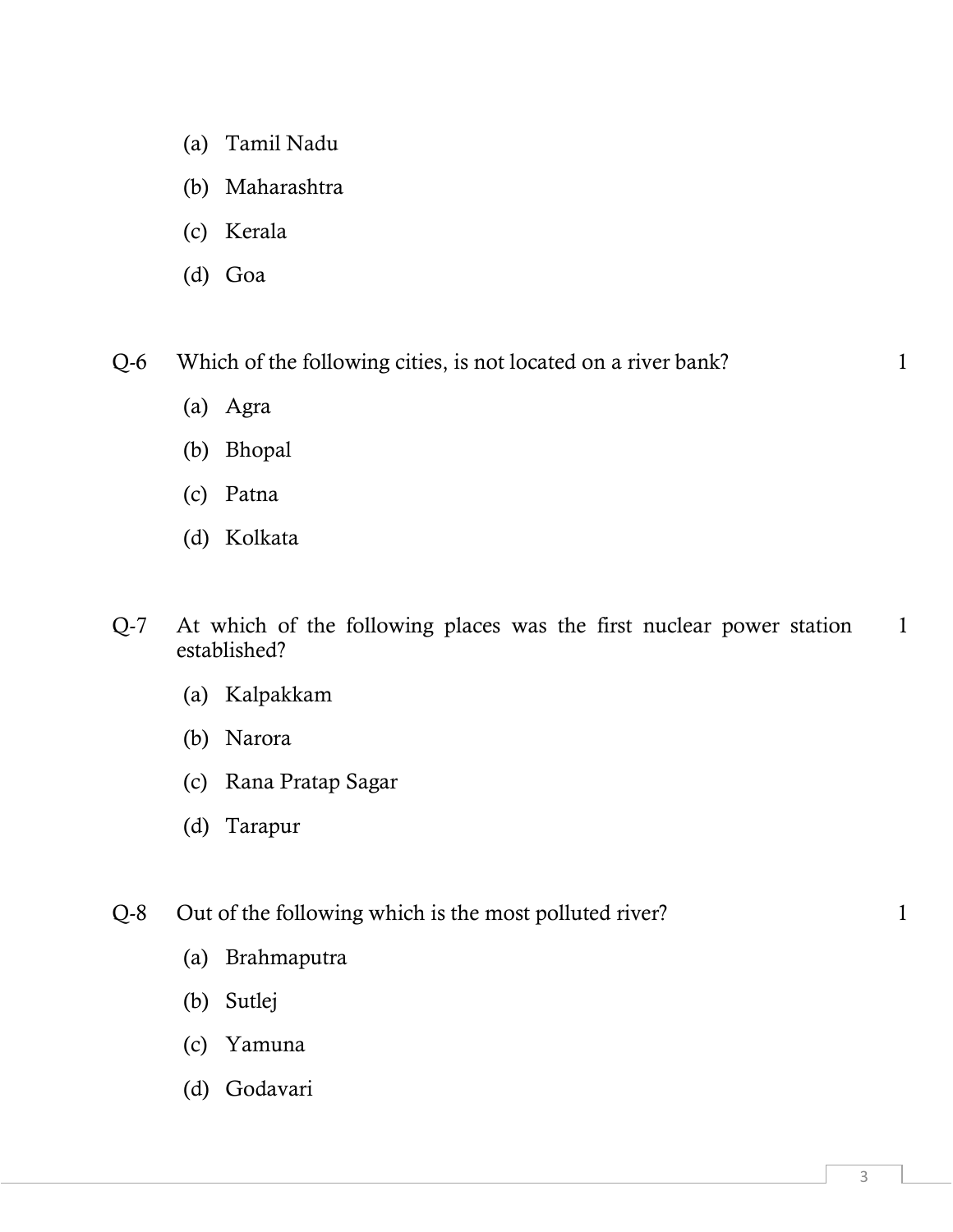(a) Tamil Nadu

(b) Maharashtra

(c) Kerala

(d) Goa

Q-6 Which of the following cities, is not located on a river bank? 1

(a) Agra

(b) Bhopal

(c) Patna

(d) Kolkata

Q-7 At which of the following places was the first nuclear power station established? 1

(a) Kalpakkam

(b) Narora

(c) Rana Pratap Sagar

(d) Tarapur

Q-8 Out of the following which is the most polluted river? 1

(a) Brahmaputra

(b) Sutlej

(c) Yamuna

(d) Godavari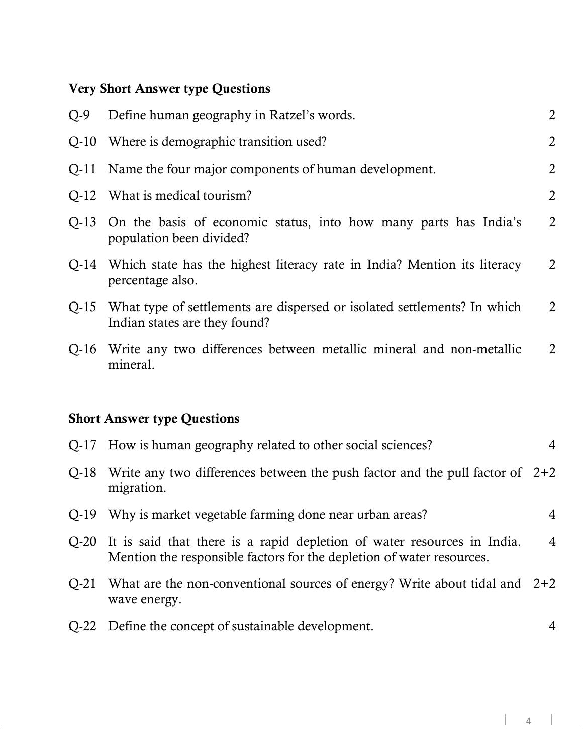### Very Short Answer type Questions

| | | |
|---|---|---|
| Q-9 | Define human geography in Ratzel's words. | 2 |
| Q-10 | Where is demographic transition used? | 2 |
| Q-11 | Name the four major components of human development. | 2 |
| Q-12 | What is medical tourism? | 2 |
| Q-13 | On the basis of economic status, into how many parts has India's population been divided? | 2 |
| Q-14 | Which state has the highest literacy rate in India? Mention its literacy percentage also. | 2 |
| Q-15 | What type of settlements are dispersed or isolated settlements? In which Indian states are they found? | 2 |
| Q-16 | Write any two differences between metallic mineral and non-metallic mineral. | 2 |

### Short Answer type Questions

| | | |
|---|---|---|
| Q-17 | How is human geography related to other social sciences? | 4 |
| Q-18 | Write any two differences between the push factor and the pull factor of migration. | 2+2 |
| Q-19 | Why is market vegetable farming done near urban areas? | 4 |
| Q-20 | It is said that there is a rapid depletion of water resources in India. Mention the responsible factors for the depletion of water resources. | 4 |
| Q-21 | What are the non-conventional sources of energy? Write about tidal and wave energy. | 2+2 |
| Q-22 | Define the concept of sustainable development. | 4 |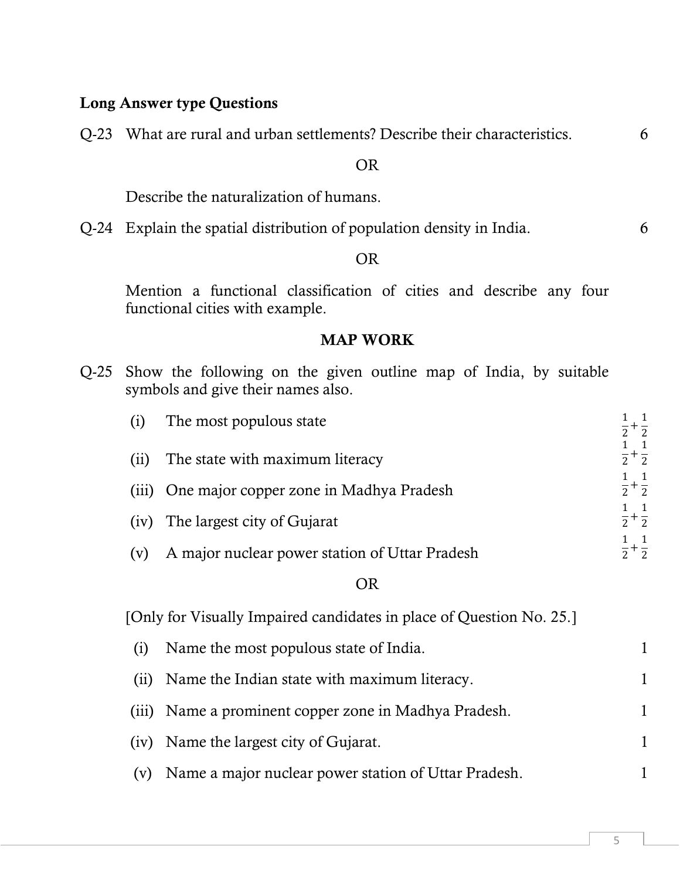**Long Answer type Questions**

Q-23 What are rural and urban settlements? Describe their characteristics. 6

OR

Describe the naturalization of humans.

Q-24 Explain the spatial distribution of population density in India. 6

OR

Mention a functional classification of cities and describe any four functional cities with example.

## MAP WORK

Q-25 Show the following on the given outline map of India, by suitable symbols and give their names also.

(i) The most populous state $\frac{1}{2}+\frac{1}{2}$

(ii) The state with maximum literacy $\frac{1}{2}+\frac{1}{2}$

(iii) One major copper zone in Madhya Pradesh $\frac{1}{2}+\frac{1}{2}$

(iv) The largest city of Gujarat $\frac{1}{2}+\frac{1}{2}$

(v) A major nuclear power station of Uttar Pradesh $\frac{1}{2}+\frac{1}{2}$

OR

[Only for Visually Impaired candidates in place of Question No. 25.]

(i) Name the most populous state of India. 1

(ii) Name the Indian state with maximum literacy. 1

(iii) Name a prominent copper zone in Madhya Pradesh. 1

(iv) Name the largest city of Gujarat. 1

(v) Name a major nuclear power station of Uttar Pradesh. 1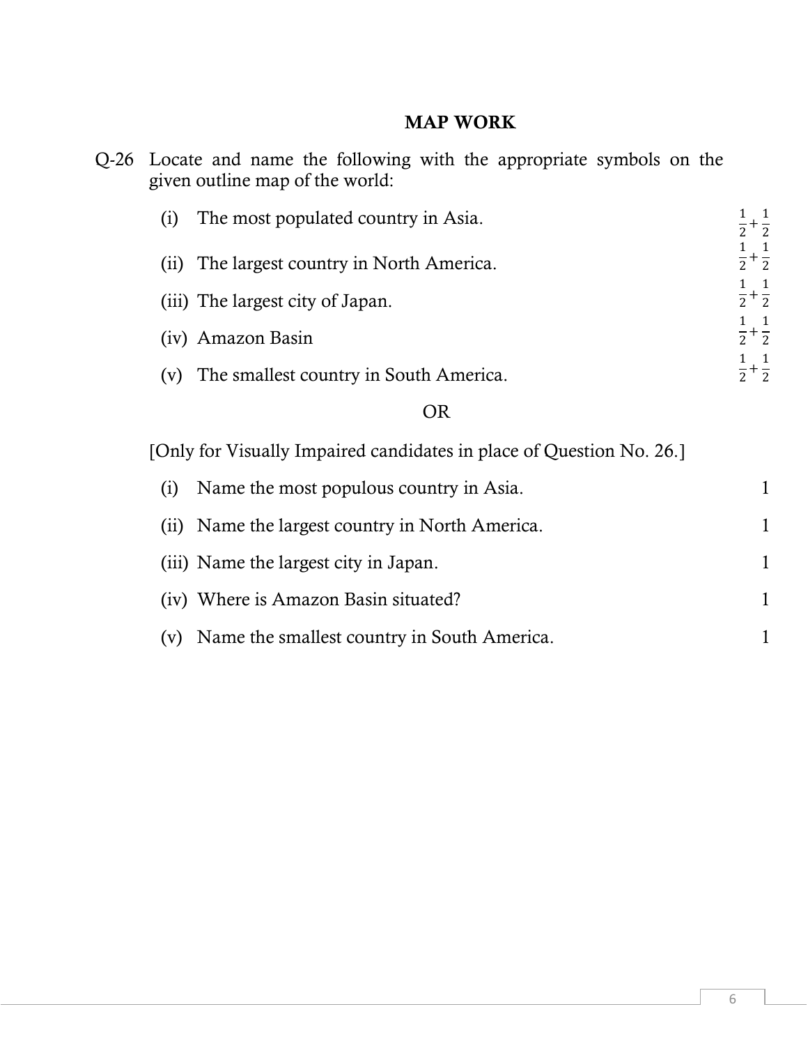## MAP WORK

Q-26 Locate and name the following with the appropriate symbols on the given outline map of the world:

(i) The most populated country in Asia. $\frac{1}{2}+\frac{1}{2}$

(ii) The largest country in North America. $\frac{1}{2}+\frac{1}{2}$

(iii) The largest city of Japan. $\frac{1}{2}+\frac{1}{2}$

(iv) Amazon Basin $\frac{1}{2}+\frac{1}{2}$

(v) The smallest country in South America. $\frac{1}{2}+\frac{1}{2}$

OR

[Only for Visually Impaired candidates in place of Question No. 26.]

(i) Name the most populous country in Asia. 1

(ii) Name the largest country in North America. 1

(iii) Name the largest city in Japan. 1

(iv) Where is Amazon Basin situated? 1

(v) Name the smallest country in South America. 1